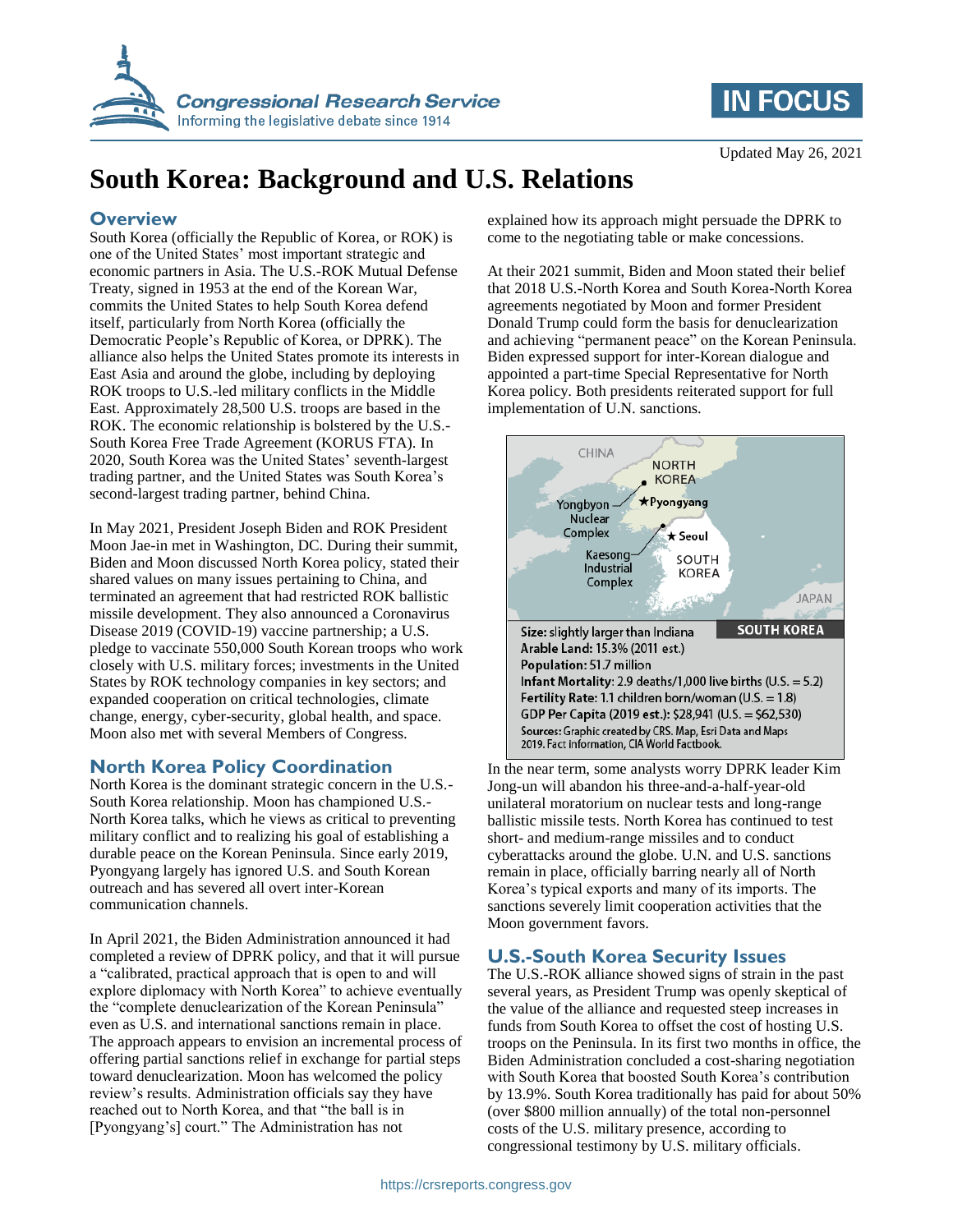# South Korea: Background and U.S. Relations

## Overview

South Korea (officially the Republic of Korea, or ROK) is one of the United States' most important strategic and economic partners in Asia. The U.S.-ROK Mutual Defense Treaty, signed in 1953 at the end of the Korean War, commits the United States to help South Korea defend itself, particularly from North Korea (officially the Democratic People's Republic of Korea, or DPRK). The alliance also helps the United States promote its interests in East Asia and around the globe, including by deploying ROK troops to U.S.-led military conflicts in the Middle East. Approximately 28,500 U.S. troops are based in the ROK. The economic relationship is bolstered by the U.S.-South Korea Free Trade Agreement (KORUS FTA). In 2020, South Korea was the United States' seventh-largest trading partner, and the United States was South Korea's second-largest trading partner, behind China.

In May 2021, President Joseph Biden and ROK President Moon Jae-in met in Washington, DC. During their summit, Biden and Moon discussed North Korea policy, stated their shared values on many issues pertaining to China, and terminated an agreement that had restricted ROK ballistic missile development. They also announced a Coronavirus Disease 2019 (COVID-19) vaccine partnership; a U.S. pledge to vaccinate 550,000 South Korean troops who work closely with U.S. military forces; investments in the United States by ROK technology companies in key sectors; and expanded cooperation on critical technologies, climate change, energy, cyber-security, global health, and space. Moon also met with several Members of Congress.

## North Korea Policy Coordination

North Korea is the dominant strategic concern in the U.S.-South Korea relationship. Moon has championed U.S.-North Korea talks, which he views as critical to preventing military conflict and to realizing his goal of establishing a durable peace on the Korean Peninsula. Since early 2019, Pyongyang largely has ignored U.S. and South Korean outreach and has severed all overt inter-Korean communication channels.

In April 2021, the Biden Administration announced it had completed a review of DPRK policy, and that it will pursue a "calibrated, practical approach that is open to and will explore diplomacy with North Korea" to achieve eventually the "complete denuclearization of the Korean Peninsula" even as U.S. and international sanctions remain in place. The approach appears to envision an incremental process of offering partial sanctions relief in exchange for partial steps toward denuclearization. Moon has welcomed the policy review's results. Administration officials say they have reached out to North Korea, and that "the ball is in [Pyongyang's] court." The Administration has not explained how its approach might persuade the DPRK to come to the negotiating table or make concessions.

At their 2021 summit, Biden and Moon stated their belief that 2018 U.S.-North Korea and South Korea-North Korea agreements negotiated by Moon and former President Donald Trump could form the basis for denuclearization and achieving "permanent peace" on the Korean Peninsula. Biden expressed support for inter-Korean dialogue and appointed a part-time Special Representative for North Korea policy. Both presidents reiterated support for full implementation of U.N. sanctions.

CHINA | NORTH KOREA | Yongbyon Nuclear Complex | ★Pyongyang | ★Seoul | Kaesong Industrial Complex | SOUTH KOREA | JAPAN

**SOUTH KOREA**

**Size:** slightly larger than Indiana
**Arable Land:** 15.3% (2011 est.)
**Population:** 51.7 million
**Infant Mortality:** 2.9 deaths/1,000 live births (U.S. = 5.2)
**Fertility Rate:** 1.1 children born/woman (U.S. = 1.8)
**GDP Per Capita (2019 est.):** $28,941 (U.S. = $62,530)

Sources: Graphic created by CRS. Map, Esri Data and Maps 2019. Fact information, CIA World Factbook.

In the near term, some analysts worry DPRK leader Kim Jong-un will abandon his three-and-a-half-year-old unilateral moratorium on nuclear tests and long-range ballistic missile tests. North Korea has continued to test short- and medium-range missiles and to conduct cyberattacks around the globe. U.N. and U.S. sanctions remain in place, officially barring nearly all of North Korea's typical exports and many of its imports. The sanctions severely limit cooperation activities that the Moon government favors.

## U.S.-South Korea Security Issues

The U.S.-ROK alliance showed signs of strain in the past several years, as President Trump was openly skeptical of the value of the alliance and requested steep increases in funds from South Korea to offset the cost of hosting U.S. troops on the Peninsula. In its first two months in office, the Biden Administration concluded a cost-sharing negotiation with South Korea that boosted South Korea's contribution by 13.9%. South Korea traditionally has paid for about 50% (over $800 million annually) of the total non-personnel costs of the U.S. military presence, according to congressional testimony by U.S. military officials.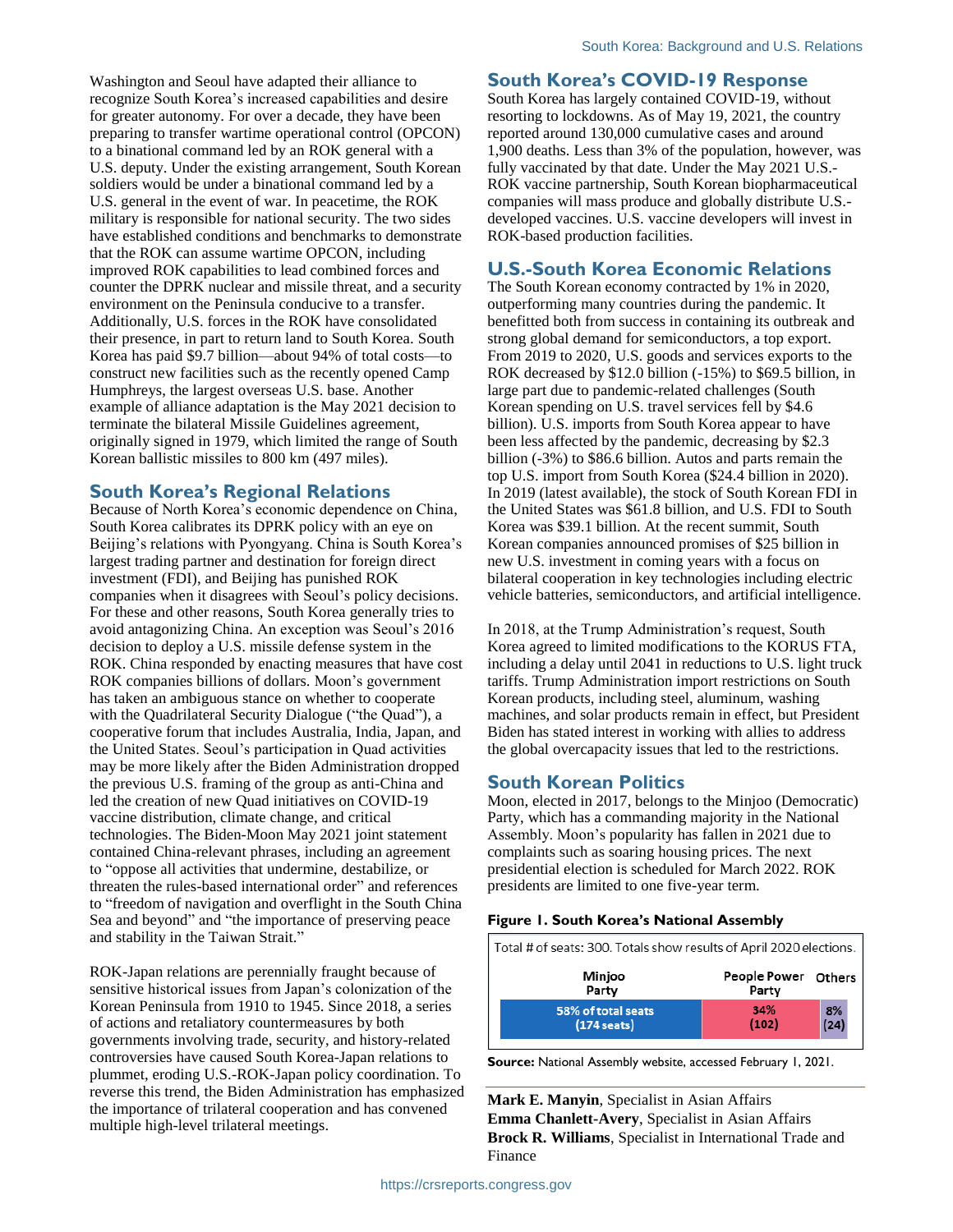Washington and Seoul have adapted their alliance to recognize South Korea's increased capabilities and desire for greater autonomy. For over a decade, they have been preparing to transfer wartime operational control (OPCON) to a binational command led by an ROK general with a U.S. deputy. Under the existing arrangement, South Korean soldiers would be under a binational command led by a U.S. general in the event of war. In peacetime, the ROK military is responsible for national security. The two sides have established conditions and benchmarks to demonstrate that the ROK can assume wartime OPCON, including improved ROK capabilities to lead combined forces and counter the DPRK nuclear and missile threat, and a security environment on the Peninsula conducive to a transfer. Additionally, U.S. forces in the ROK have consolidated their presence, in part to return land to South Korea. South Korea has paid $9.7 billion—about 94% of total costs—to construct new facilities such as the recently opened Camp Humphreys, the largest overseas U.S. base. Another example of alliance adaptation is the May 2021 decision to terminate the bilateral Missile Guidelines agreement, originally signed in 1979, which limited the range of South Korean ballistic missiles to 800 km (497 miles).

## South Korea's Regional Relations

Because of North Korea's economic dependence on China, South Korea calibrates its DPRK policy with an eye on Beijing's relations with Pyongyang. China is South Korea's largest trading partner and destination for foreign direct investment (FDI), and Beijing has punished ROK companies when it disagrees with Seoul's policy decisions. For these and other reasons, South Korea generally tries to avoid antagonizing China. An exception was Seoul's 2016 decision to deploy a U.S. missile defense system in the ROK. China responded by enacting measures that have cost ROK companies billions of dollars. Moon's government has taken an ambiguous stance on whether to cooperate with the Quadrilateral Security Dialogue ("the Quad"), a cooperative forum that includes Australia, India, Japan, and the United States. Seoul's participation in Quad activities may be more likely after the Biden Administration dropped the previous U.S. framing of the group as anti-China and led the creation of new Quad initiatives on COVID-19 vaccine distribution, climate change, and critical technologies. The Biden-Moon May 2021 joint statement contained China-relevant phrases, including an agreement to "oppose all activities that undermine, destabilize, or threaten the rules-based international order" and references to "freedom of navigation and overflight in the South China Sea and beyond" and "the importance of preserving peace and stability in the Taiwan Strait."

ROK-Japan relations are perennially fraught because of sensitive historical issues from Japan's colonization of the Korean Peninsula from 1910 to 1945. Since 2018, a series of actions and retaliatory countermeasures by both governments involving trade, security, and history-related controversies have caused South Korea-Japan relations to plummet, eroding U.S.-ROK-Japan policy coordination. To reverse this trend, the Biden Administration has emphasized the importance of trilateral cooperation and has convened multiple high-level trilateral meetings.

## South Korea's COVID-19 Response

South Korea has largely contained COVID-19, without resorting to lockdowns. As of May 19, 2021, the country reported around 130,000 cumulative cases and around 1,900 deaths. Less than 3% of the population, however, was fully vaccinated by that date. Under the May 2021 U.S.-ROK vaccine partnership, South Korean biopharmaceutical companies will mass produce and globally distribute U.S.-developed vaccines. U.S. vaccine developers will invest in ROK-based production facilities.

## U.S.-South Korea Economic Relations

The South Korean economy contracted by 1% in 2020, outperforming many countries during the pandemic. It benefitted both from success in containing its outbreak and strong global demand for semiconductors, a top export. From 2019 to 2020, U.S. goods and services exports to the ROK decreased by $12.0 billion (-15%) to $69.5 billion, in large part due to pandemic-related challenges (South Korean spending on U.S. travel services fell by $4.6 billion). U.S. imports from South Korea appear to have been less affected by the pandemic, decreasing by $2.3 billion (-3%) to $86.6 billion. Autos and parts remain the top U.S. import from South Korea ($24.4 billion in 2020). In 2019 (latest available), the stock of South Korean FDI in the United States was $61.8 billion, and U.S. FDI to South Korea was $39.1 billion. At the recent summit, South Korean companies announced promises of $25 billion in new U.S. investment in coming years with a focus on bilateral cooperation in key technologies including electric vehicle batteries, semiconductors, and artificial intelligence.

In 2018, at the Trump Administration's request, South Korea agreed to limited modifications to the KORUS FTA, including a delay until 2041 in reductions to U.S. light truck tariffs. Trump Administration import restrictions on South Korean products, including steel, aluminum, washing machines, and solar products remain in effect, but President Biden has stated interest in working with allies to address the global overcapacity issues that led to the restrictions.

## South Korean Politics

Moon, elected in 2017, belongs to the Minjoo (Democratic) Party, which has a commanding majority in the National Assembly. Moon's popularity has fallen in 2021 due to complaints such as soaring housing prices. The next presidential election is scheduled for March 2022. ROK presidents are limited to one five-year term.

**Figure 1. South Korea's National Assembly**

Total # of seats: 300. Totals show results of April 2020 elections.

| Minjoo Party | People Power Party | Others |
| --- | --- | --- |
| 58% of total seats (174 seats) | 34% (102) | 8% (24) |

**Source:** National Assembly website, accessed February 1, 2021.

**Mark E. Manyin**, Specialist in Asian Affairs
**Emma Chanlett-Avery**, Specialist in Asian Affairs
**Brock R. Williams**, Specialist in International Trade and Finance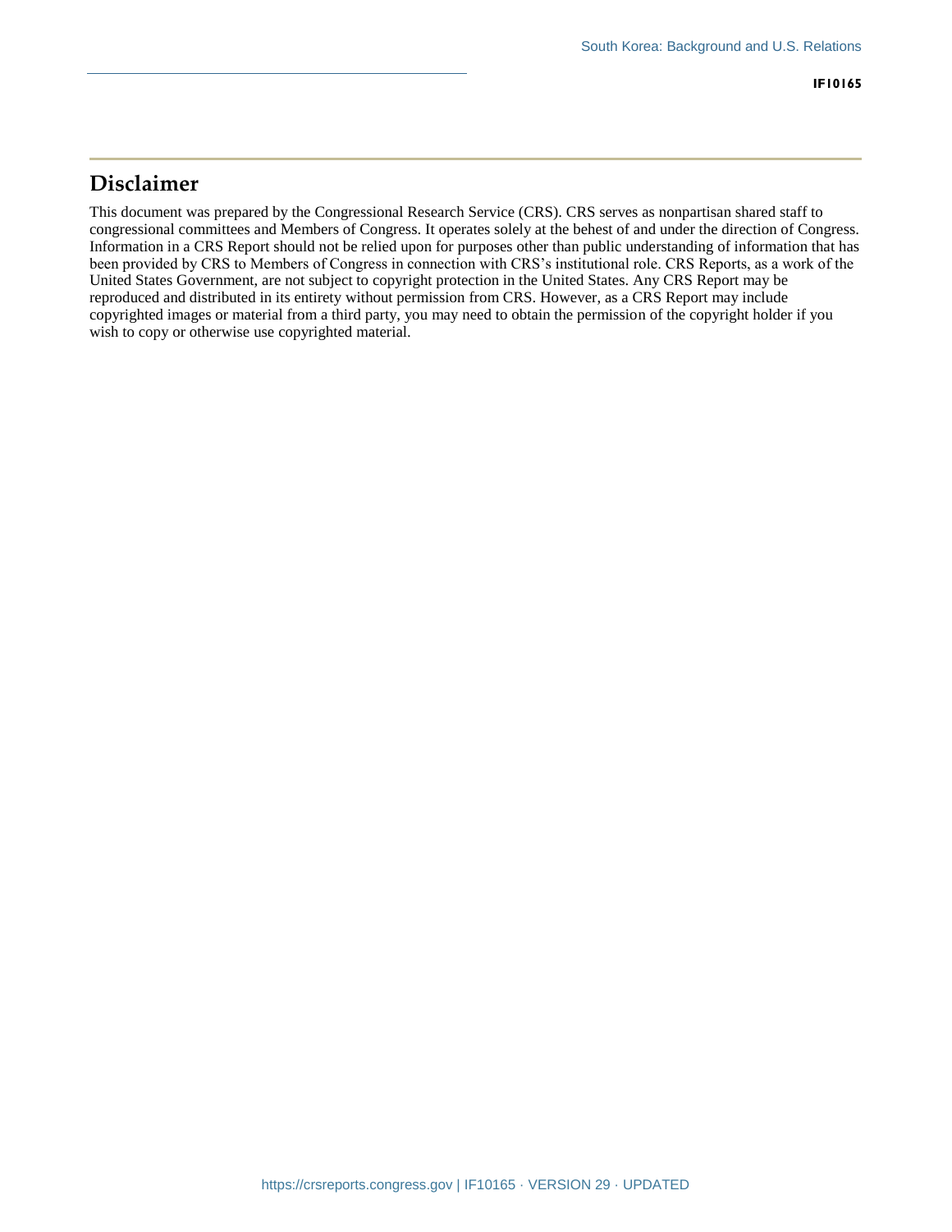## Disclaimer

This document was prepared by the Congressional Research Service (CRS). CRS serves as nonpartisan shared staff to congressional committees and Members of Congress. It operates solely at the behest of and under the direction of Congress. Information in a CRS Report should not be relied upon for purposes other than public understanding of information that has been provided by CRS to Members of Congress in connection with CRS's institutional role. CRS Reports, as a work of the United States Government, are not subject to copyright protection in the United States. Any CRS Report may be reproduced and distributed in its entirety without permission from CRS. However, as a CRS Report may include copyrighted images or material from a third party, you may need to obtain the permission of the copyright holder if you wish to copy or otherwise use copyrighted material.